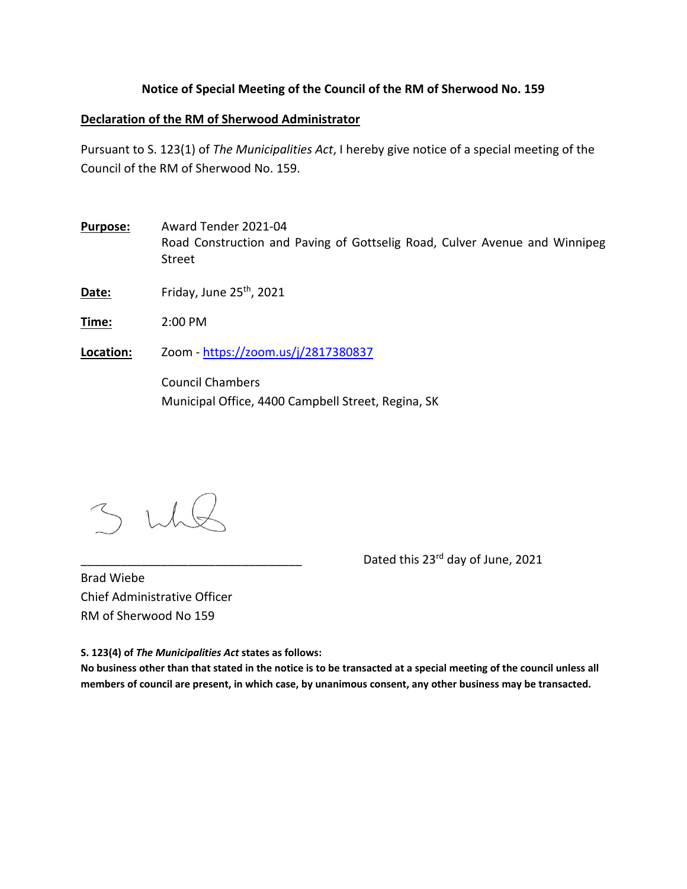**Notice of Special Meeting of the Council of the RM of Sherwood No. 159**

**Declaration of the RM of Sherwood Administrator**

Pursuant to S. 123(1) of *The Municipalities Act*, I hereby give notice of a special meeting of the Council of the RM of Sherwood No. 159.

**Purpose:** Award Tender 2021-04
Road Construction and Paving of Gottselig Road, Culver Avenue and Winnipeg Street

**Date:** Friday, June 25th, 2021

**Time:** 2:00 PM

**Location:** Zoom - https://zoom.us/j/2817380837

Council Chambers
Municipal Office, 4400 Campbell Street, Regina, SK

_________________________________

Dated this 23rd day of June, 2021

Brad Wiebe
Chief Administrative Officer
RM of Sherwood No 159

**S. 123(4) of *The Municipalities Act* states as follows:**
**No business other than that stated in the notice is to be transacted at a special meeting of the council unless all members of council are present, in which case, by unanimous consent, any other business may be transacted.**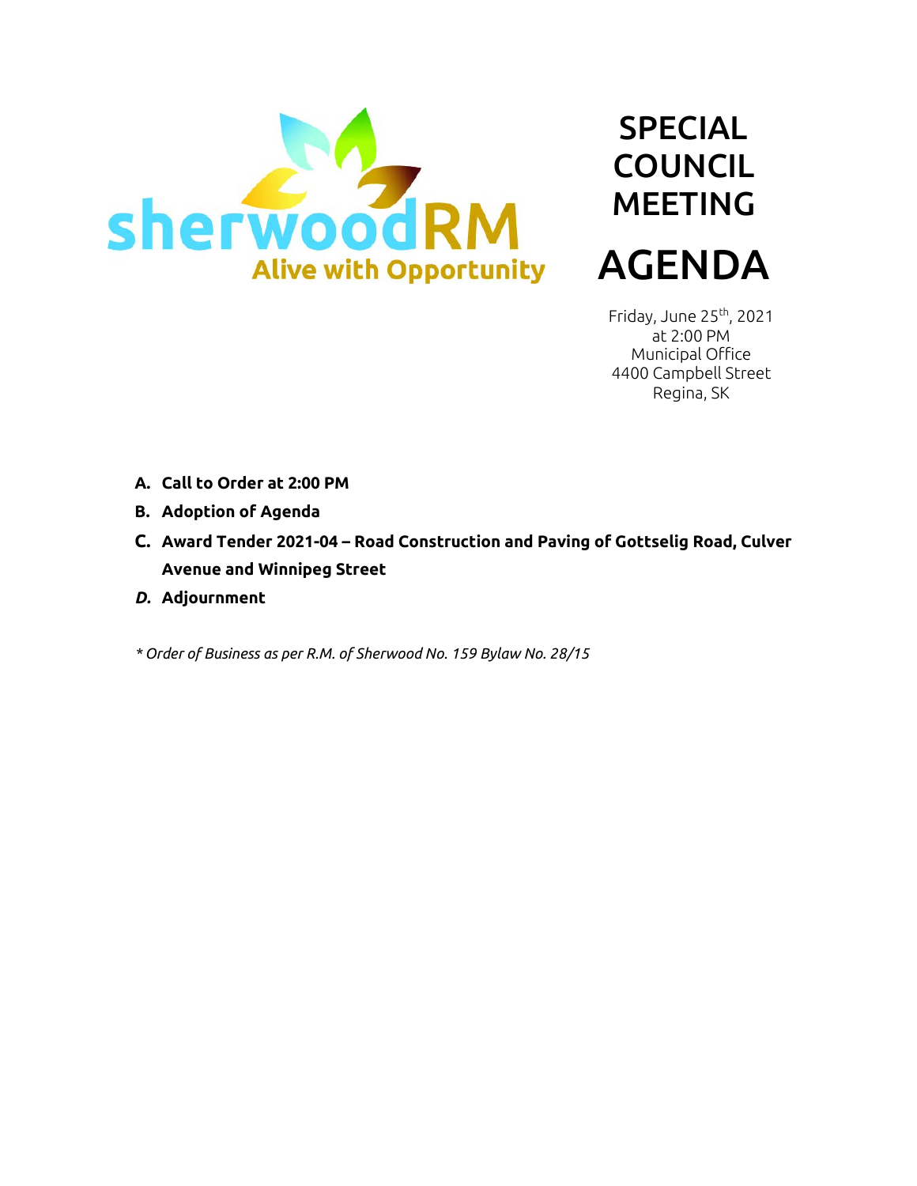sherwoodRM
Alive with Opportunity

# SPECIAL COUNCIL MEETING

# AGENDA

Friday, June 25th, 2021
at 2:00 PM
Municipal Office
4400 Campbell Street
Regina, SK

- **A. Call to Order at 2:00 PM**
- **B. Adoption of Agenda**
- **C. Award Tender 2021-04 – Road Construction and Paving of Gottselig Road, Culver Avenue and Winnipeg Street**
- ***D.* Adjournment**

*\* Order of Business as per R.M. of Sherwood No. 159 Bylaw No. 28/15*